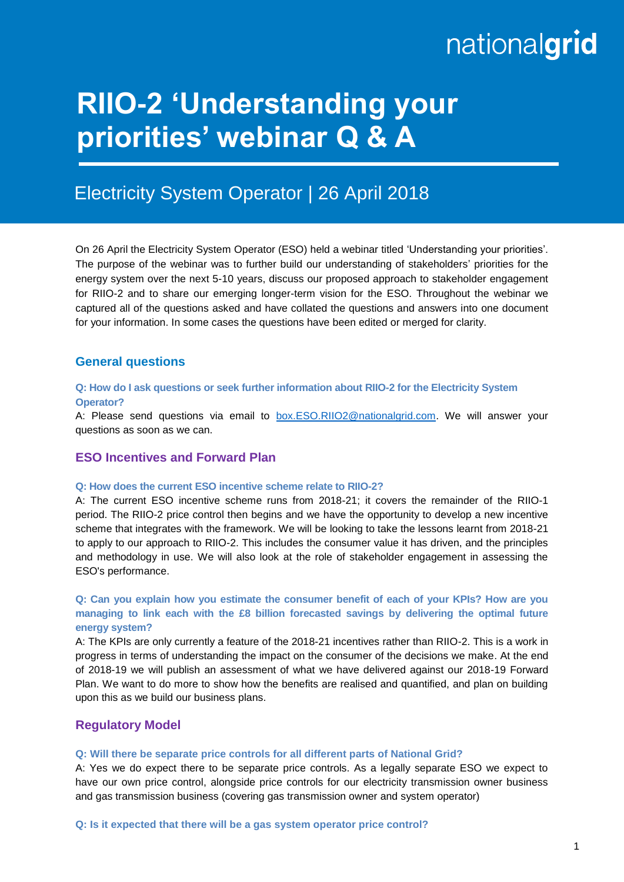# RIIO-2 'Understanding your priorities' webinar Q & A

## Electricity System Operator | 26 April 2018

On 26 April the Electricity System Operator (ESO) held a webinar titled 'Understanding your priorities'. The purpose of the webinar was to further build our understanding of stakeholders' priorities for the energy system over the next 5-10 years, discuss our proposed approach to stakeholder engagement for RIIO-2 and to share our emerging longer-term vision for the ESO. Throughout the webinar we captured all of the questions asked and have collated the questions and answers into one document for your information. In some cases the questions have been edited or merged for clarity.

## General questions

**Q: How do I ask questions or seek further information about RIIO-2 for the Electricity System Operator?**

A: Please send questions via email to box.ESO.RIIO2@nationalgrid.com. We will answer your questions as soon as we can.

## ESO Incentives and Forward Plan

**Q: How does the current ESO incentive scheme relate to RIIO-2?**

A: The current ESO incentive scheme runs from 2018-21; it covers the remainder of the RIIO-1 period. The RIIO-2 price control then begins and we have the opportunity to develop a new incentive scheme that integrates with the framework. We will be looking to take the lessons learnt from 2018-21 to apply to our approach to RIIO-2. This includes the consumer value it has driven, and the principles and methodology in use. We will also look at the role of stakeholder engagement in assessing the ESO's performance.

**Q: Can you explain how you estimate the consumer benefit of each of your KPIs? How are you managing to link each with the £8 billion forecasted savings by delivering the optimal future energy system?**

A: The KPIs are only currently a feature of the 2018-21 incentives rather than RIIO-2. This is a work in progress in terms of understanding the impact on the consumer of the decisions we make. At the end of 2018-19 we will publish an assessment of what we have delivered against our 2018-19 Forward Plan. We want to do more to show how the benefits are realised and quantified, and plan on building upon this as we build our business plans.

## Regulatory Model

**Q: Will there be separate price controls for all different parts of National Grid?**

A: Yes we do expect there to be separate price controls. As a legally separate ESO we expect to have our own price control, alongside price controls for our electricity transmission owner business and gas transmission business (covering gas transmission owner and system operator)

**Q: Is it expected that there will be a gas system operator price control?**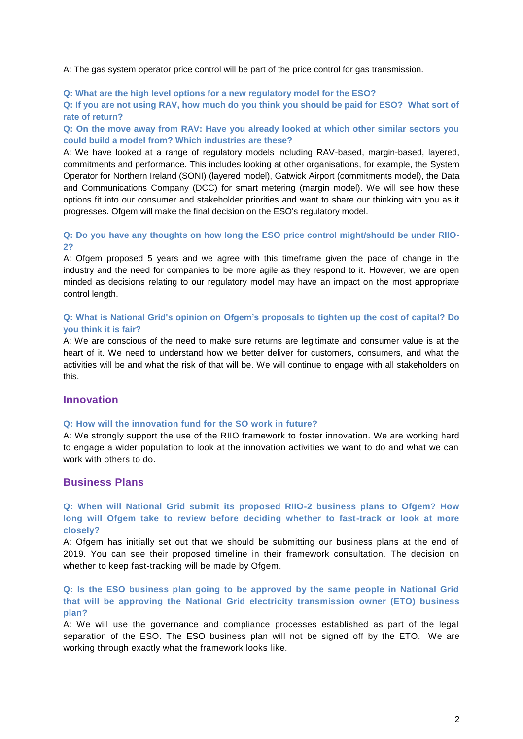A: The gas system operator price control will be part of the price control for gas transmission.

**Q: What are the high level options for a new regulatory model for the ESO?**

**Q: If you are not using RAV, how much do you think you should be paid for ESO? What sort of rate of return?**

**Q: On the move away from RAV: Have you already looked at which other similar sectors you could build a model from? Which industries are these?**

A: We have looked at a range of regulatory models including RAV-based, margin-based, layered, commitments and performance. This includes looking at other organisations, for example, the System Operator for Northern Ireland (SONI) (layered model), Gatwick Airport (commitments model), the Data and Communications Company (DCC) for smart metering (margin model). We will see how these options fit into our consumer and stakeholder priorities and want to share our thinking with you as it progresses. Ofgem will make the final decision on the ESO's regulatory model.

**Q: Do you have any thoughts on how long the ESO price control might/should be under RIIO-2?**

A: Ofgem proposed 5 years and we agree with this timeframe given the pace of change in the industry and the need for companies to be more agile as they respond to it. However, we are open minded as decisions relating to our regulatory model may have an impact on the most appropriate control length.

**Q: What is National Grid's opinion on Ofgem's proposals to tighten up the cost of capital? Do you think it is fair?**

A: We are conscious of the need to make sure returns are legitimate and consumer value is at the heart of it. We need to understand how we better deliver for customers, consumers, and what the activities will be and what the risk of that will be. We will continue to engage with all stakeholders on this.

## Innovation

**Q: How will the innovation fund for the SO work in future?**

A: We strongly support the use of the RIIO framework to foster innovation. We are working hard to engage a wider population to look at the innovation activities we want to do and what we can work with others to do.

## Business Plans

**Q: When will National Grid submit its proposed RIIO-2 business plans to Ofgem? How long will Ofgem take to review before deciding whether to fast-track or look at more closely?**

A: Ofgem has initially set out that we should be submitting our business plans at the end of 2019. You can see their proposed timeline in their framework consultation. The decision on whether to keep fast-tracking will be made by Ofgem.

**Q: Is the ESO business plan going to be approved by the same people in National Grid that will be approving the National Grid electricity transmission owner (ETO) business plan?**

A: We will use the governance and compliance processes established as part of the legal separation of the ESO. The ESO business plan will not be signed off by the ETO. We are working through exactly what the framework looks like.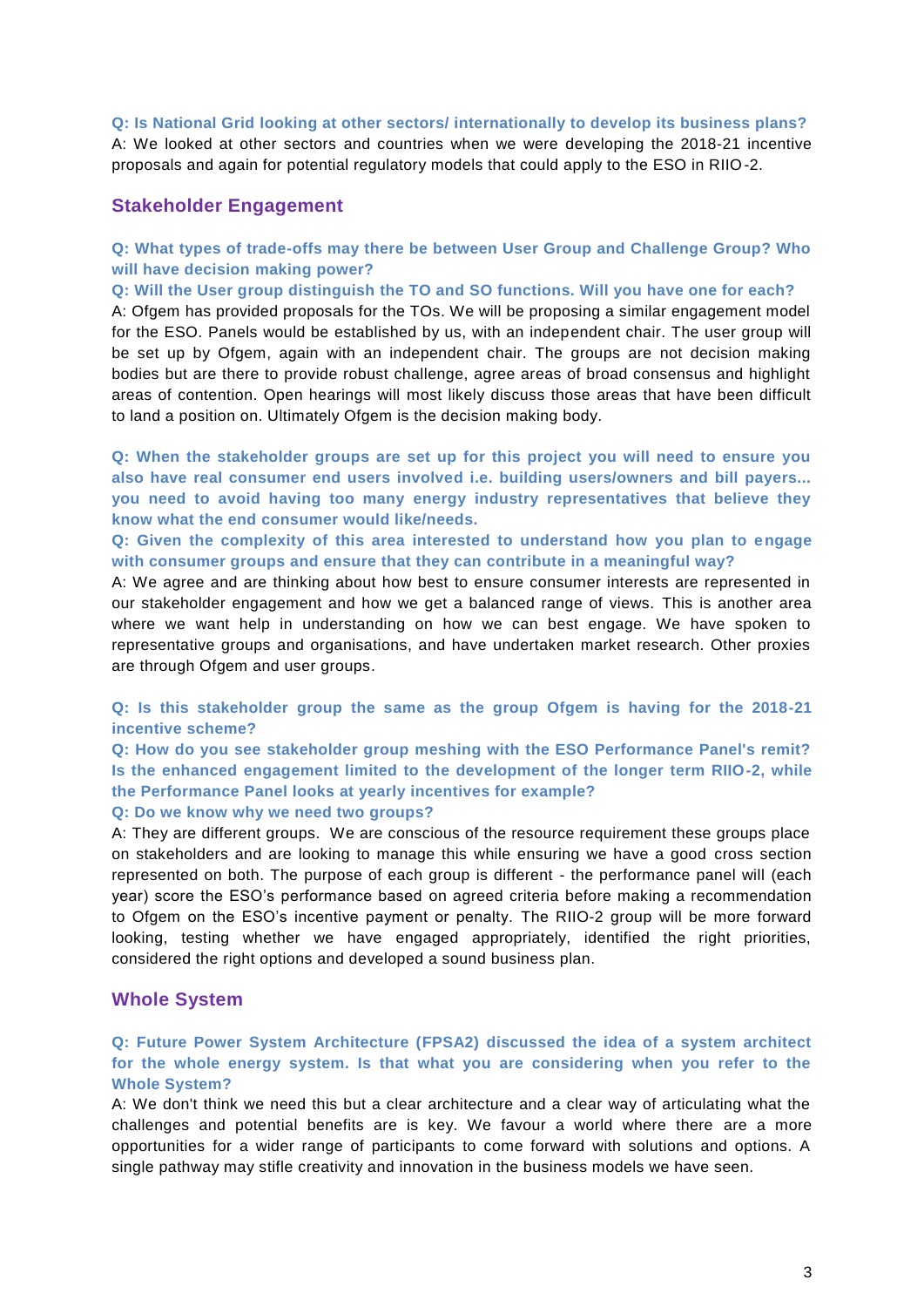**Q: Is National Grid looking at other sectors/ internationally to develop its business plans?**
A: We looked at other sectors and countries when we were developing the 2018-21 incentive proposals and again for potential regulatory models that could apply to the ESO in RIIO-2.

## Stakeholder Engagement

**Q: What types of trade-offs may there be between User Group and Challenge Group? Who will have decision making power?**
**Q: Will the User group distinguish the TO and SO functions. Will you have one for each?**
A: Ofgem has provided proposals for the TOs. We will be proposing a similar engagement model for the ESO. Panels would be established by us, with an independent chair. The user group will be set up by Ofgem, again with an independent chair. The groups are not decision making bodies but are there to provide robust challenge, agree areas of broad consensus and highlight areas of contention. Open hearings will most likely discuss those areas that have been difficult to land a position on. Ultimately Ofgem is the decision making body.

**Q: When the stakeholder groups are set up for this project you will need to ensure you also have real consumer end users involved i.e. building users/owners and bill payers... you need to avoid having too many energy industry representatives that believe they know what the end consumer would like/needs.**
**Q: Given the complexity of this area interested to understand how you plan to engage with consumer groups and ensure that they can contribute in a meaningful way?**
A: We agree and are thinking about how best to ensure consumer interests are represented in our stakeholder engagement and how we get a balanced range of views. This is another area where we want help in understanding on how we can best engage. We have spoken to representative groups and organisations, and have undertaken market research. Other proxies are through Ofgem and user groups.

**Q: Is this stakeholder group the same as the group Ofgem is having for the 2018-21 incentive scheme?**
**Q: How do you see stakeholder group meshing with the ESO Performance Panel's remit? Is the enhanced engagement limited to the development of the longer term RIIO-2, while the Performance Panel looks at yearly incentives for example?**
**Q: Do we know why we need two groups?**
A: They are different groups. We are conscious of the resource requirement these groups place on stakeholders and are looking to manage this while ensuring we have a good cross section represented on both. The purpose of each group is different - the performance panel will (each year) score the ESO's performance based on agreed criteria before making a recommendation to Ofgem on the ESO's incentive payment or penalty. The RIIO-2 group will be more forward looking, testing whether we have engaged appropriately, identified the right priorities, considered the right options and developed a sound business plan.

## Whole System

**Q: Future Power System Architecture (FPSA2) discussed the idea of a system architect for the whole energy system. Is that what you are considering when you refer to the Whole System?**
A: We don't think we need this but a clear architecture and a clear way of articulating what the challenges and potential benefits are is key. We favour a world where there are a more opportunities for a wider range of participants to come forward with solutions and options. A single pathway may stifle creativity and innovation in the business models we have seen.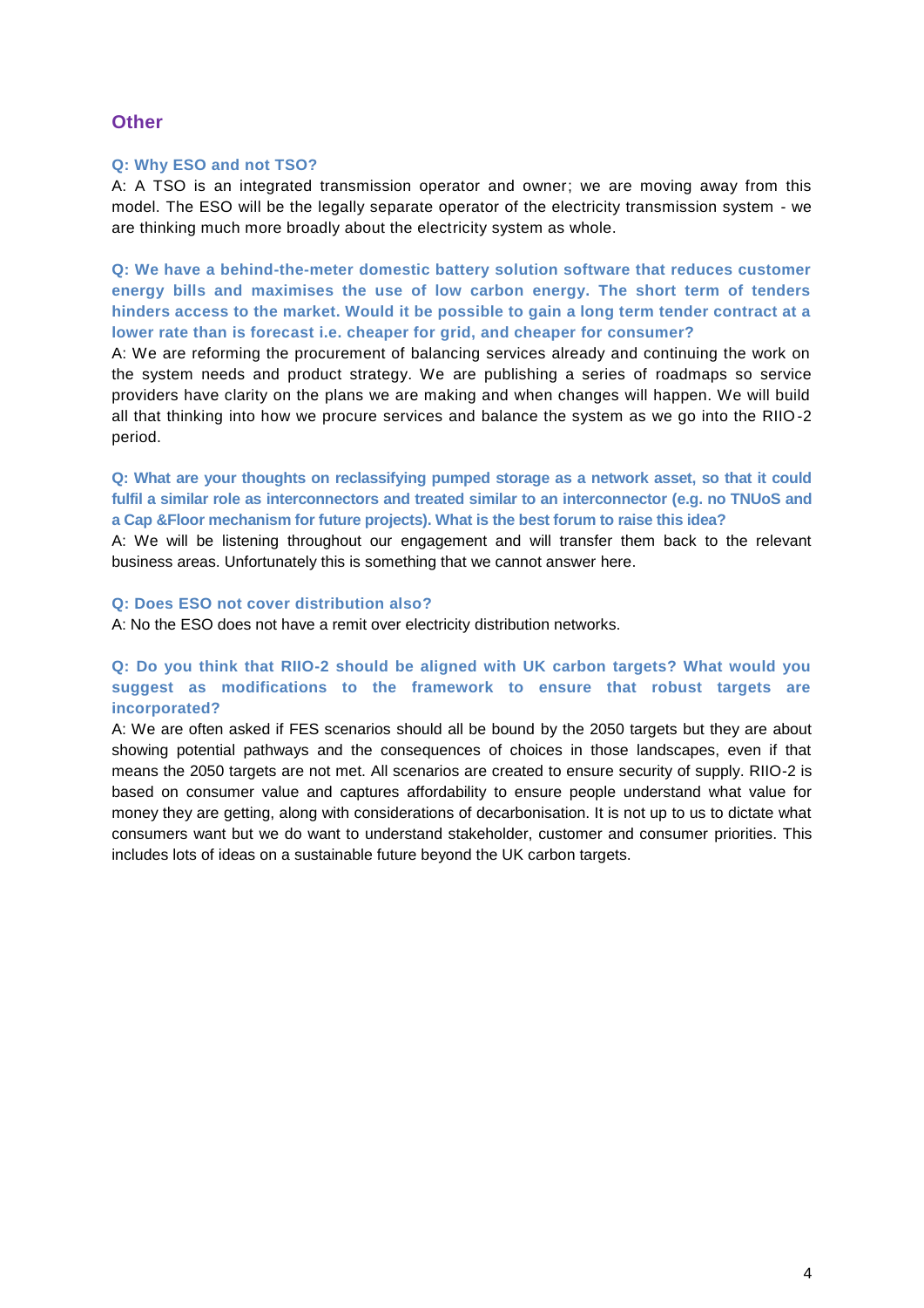## Other

**Q: Why ESO and not TSO?**

A: A TSO is an integrated transmission operator and owner; we are moving away from this model. The ESO will be the legally separate operator of the electricity transmission system - we are thinking much more broadly about the electricity system as whole.

**Q: We have a behind-the-meter domestic battery solution software that reduces customer energy bills and maximises the use of low carbon energy. The short term of tenders hinders access to the market. Would it be possible to gain a long term tender contract at a lower rate than is forecast i.e. cheaper for grid, and cheaper for consumer?**

A: We are reforming the procurement of balancing services already and continuing the work on the system needs and product strategy. We are publishing a series of roadmaps so service providers have clarity on the plans we are making and when changes will happen. We will build all that thinking into how we procure services and balance the system as we go into the RIIO-2 period.

**Q: What are your thoughts on reclassifying pumped storage as a network asset, so that it could fulfil a similar role as interconnectors and treated similar to an interconnector (e.g. no TNUoS and a Cap &Floor mechanism for future projects). What is the best forum to raise this idea?**

A: We will be listening throughout our engagement and will transfer them back to the relevant business areas. Unfortunately this is something that we cannot answer here.

**Q: Does ESO not cover distribution also?**

A: No the ESO does not have a remit over electricity distribution networks.

**Q: Do you think that RIIO-2 should be aligned with UK carbon targets? What would you suggest as modifications to the framework to ensure that robust targets are incorporated?**

A: We are often asked if FES scenarios should all be bound by the 2050 targets but they are about showing potential pathways and the consequences of choices in those landscapes, even if that means the 2050 targets are not met. All scenarios are created to ensure security of supply. RIIO-2 is based on consumer value and captures affordability to ensure people understand what value for money they are getting, along with considerations of decarbonisation. It is not up to us to dictate what consumers want but we do want to understand stakeholder, customer and consumer priorities. This includes lots of ideas on a sustainable future beyond the UK carbon targets.